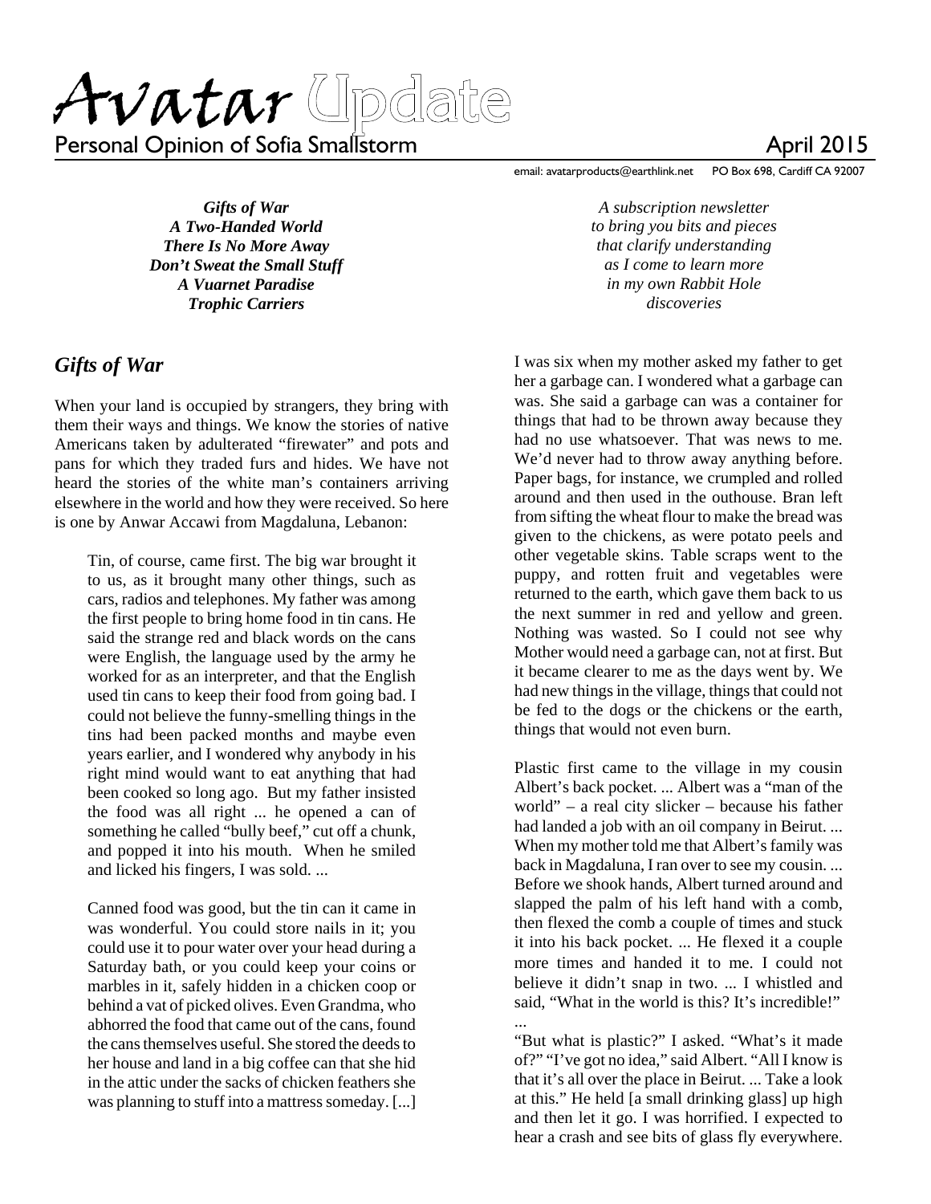# Avatar Update

## Personal Opinion of Sofia Smallstorm

April 2015

email: avatarproducts@earthlink.net PO Box 698, Cardiff CA 92007

***Gifts of War***
***A Two-Handed World***
***There Is No More Away***
***Don't Sweat the Small Stuff***
***A Vuarnet Paradise***
***Trophic Carriers***

*A subscription newsletter to bring you bits and pieces that clarify understanding as I come to learn more in my own Rabbit Hole discoveries*

## *Gifts of War*

When your land is occupied by strangers, they bring with them their ways and things. We know the stories of native Americans taken by adulterated "firewater" and pots and pans for which they traded furs and hides. We have not heard the stories of the white man's containers arriving elsewhere in the world and how they were received. So here is one by Anwar Accawi from Magdaluna, Lebanon:

> Tin, of course, came first. The big war brought it to us, as it brought many other things, such as cars, radios and telephones. My father was among the first people to bring home food in tin cans. He said the strange red and black words on the cans were English, the language used by the army he worked for as an interpreter, and that the English used tin cans to keep their food from going bad. I could not believe the funny-smelling things in the tins had been packed months and maybe even years earlier, and I wondered why anybody in his right mind would want to eat anything that had been cooked so long ago. But my father insisted the food was all right ... he opened a can of something he called "bully beef," cut off a chunk, and popped it into his mouth. When he smiled and licked his fingers, I was sold. ...
>
> Canned food was good, but the tin can it came in was wonderful. You could store nails in it; you could use it to pour water over your head during a Saturday bath, or you could keep your coins or marbles in it, safely hidden in a chicken coop or behind a vat of picked olives. Even Grandma, who abhorred the food that came out of the cans, found the cans themselves useful. She stored the deeds to her house and land in a big coffee can that she hid in the attic under the sacks of chicken feathers she was planning to stuff into a mattress someday. [...]
>
> I was six when my mother asked my father to get her a garbage can. I wondered what a garbage can was. She said a garbage can was a container for things that had to be thrown away because they had no use whatsoever. That was news to me. We'd never had to throw away anything before. Paper bags, for instance, we crumpled and rolled around and then used in the outhouse. Bran left from sifting the wheat flour to make the bread was given to the chickens, as were potato peels and other vegetable skins. Table scraps went to the puppy, and rotten fruit and vegetables were returned to the earth, which gave them back to us the next summer in red and yellow and green. Nothing was wasted. So I could not see why Mother would need a garbage can, not at first. But it became clearer to me as the days went by. We had new things in the village, things that could not be fed to the dogs or the chickens or the earth, things that would not even burn.
>
> Plastic first came to the village in my cousin Albert's back pocket. ... Albert was a "man of the world" – a real city slicker – because his father had landed a job with an oil company in Beirut. ... When my mother told me that Albert's family was back in Magdaluna, I ran over to see my cousin. ... Before we shook hands, Albert turned around and slapped the palm of his left hand with a comb, then flexed the comb a couple of times and stuck it into his back pocket. ... He flexed it a couple more times and handed it to me. I could not believe it didn't snap in two. ... I whistled and said, "What in the world is this? It's incredible!" ...
>
> "But what is plastic?" I asked. "What's it made of?" "I've got no idea," said Albert. "All I know is that it's all over the place in Beirut. ... Take a look at this." He held [a small drinking glass] up high and then let it go. I was horrified. I expected to hear a crash and see bits of glass fly everywhere.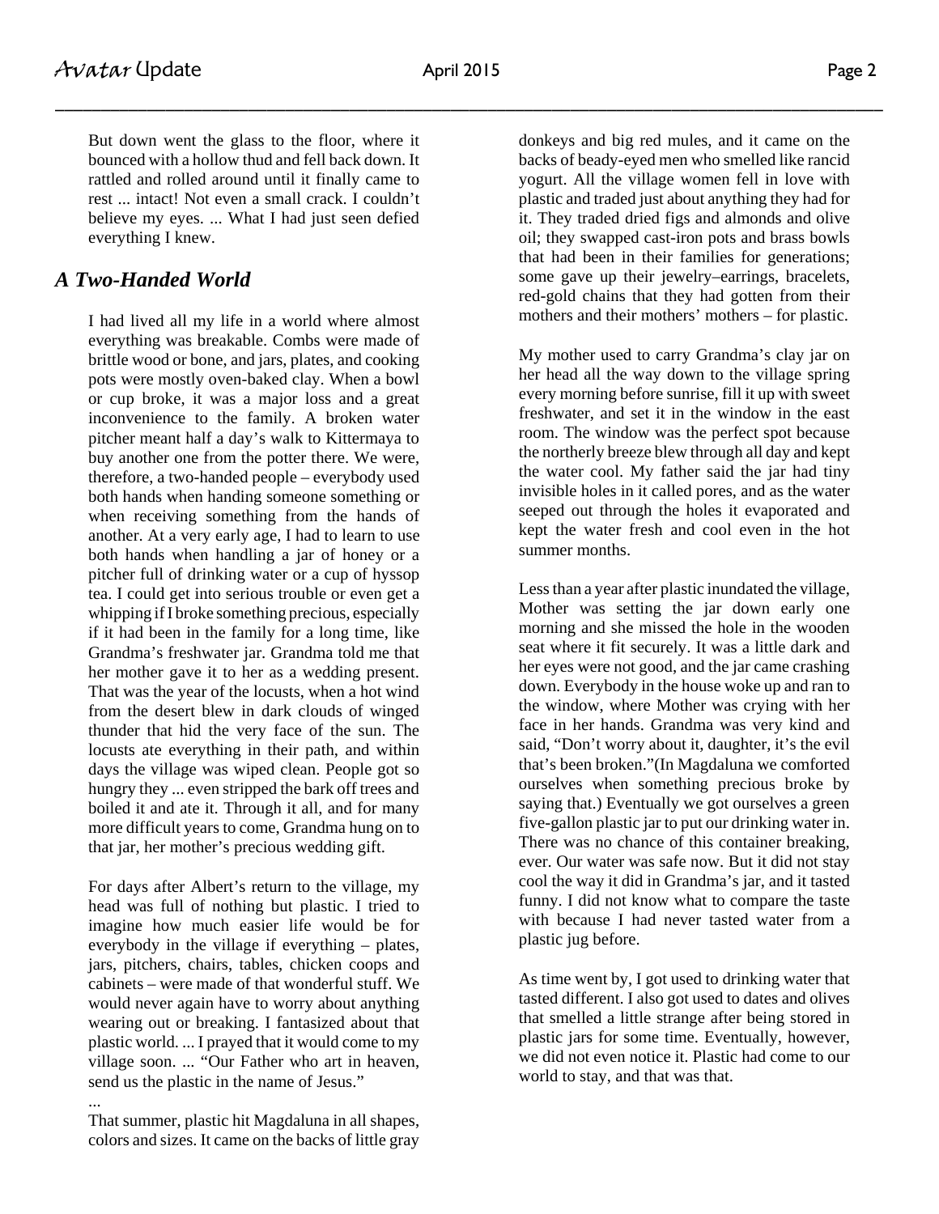But down went the glass to the floor, where it bounced with a hollow thud and fell back down. It rattled and rolled around until it finally came to rest ... intact! Not even a small crack. I couldn't believe my eyes. ... What I had just seen defied everything I knew.

## *A Two-Handed World*

I had lived all my life in a world where almost everything was breakable. Combs were made of brittle wood or bone, and jars, plates, and cooking pots were mostly oven-baked clay. When a bowl or cup broke, it was a major loss and a great inconvenience to the family. A broken water pitcher meant half a day's walk to Kittermaya to buy another one from the potter there. We were, therefore, a two-handed people – everybody used both hands when handing someone something or when receiving something from the hands of another. At a very early age, I had to learn to use both hands when handling a jar of honey or a pitcher full of drinking water or a cup of hyssop tea. I could get into serious trouble or even get a whipping if I broke something precious, especially if it had been in the family for a long time, like Grandma's freshwater jar. Grandma told me that her mother gave it to her as a wedding present. That was the year of the locusts, when a hot wind from the desert blew in dark clouds of winged thunder that hid the very face of the sun. The locusts ate everything in their path, and within days the village was wiped clean. People got so hungry they ... even stripped the bark off trees and boiled it and ate it. Through it all, and for many more difficult years to come, Grandma hung on to that jar, her mother's precious wedding gift.

For days after Albert's return to the village, my head was full of nothing but plastic. I tried to imagine how much easier life would be for everybody in the village if everything – plates, jars, pitchers, chairs, tables, chicken coops and cabinets – were made of that wonderful stuff. We would never again have to worry about anything wearing out or breaking. I fantasized about that plastic world. ... I prayed that it would come to my village soon. ... "Our Father who art in heaven, send us the plastic in the name of Jesus."

...

That summer, plastic hit Magdaluna in all shapes, colors and sizes. It came on the backs of little gray donkeys and big red mules, and it came on the backs of beady-eyed men who smelled like rancid yogurt. All the village women fell in love with plastic and traded just about anything they had for it. They traded dried figs and almonds and olive oil; they swapped cast-iron pots and brass bowls that had been in their families for generations; some gave up their jewelry–earrings, bracelets, red-gold chains that they had gotten from their mothers and their mothers' mothers – for plastic.

My mother used to carry Grandma's clay jar on her head all the way down to the village spring every morning before sunrise, fill it up with sweet freshwater, and set it in the window in the east room. The window was the perfect spot because the northerly breeze blew through all day and kept the water cool. My father said the jar had tiny invisible holes in it called pores, and as the water seeped out through the holes it evaporated and kept the water fresh and cool even in the hot summer months.

Less than a year after plastic inundated the village, Mother was setting the jar down early one morning and she missed the hole in the wooden seat where it fit securely. It was a little dark and her eyes were not good, and the jar came crashing down. Everybody in the house woke up and ran to the window, where Mother was crying with her face in her hands. Grandma was very kind and said, "Don't worry about it, daughter, it's the evil that's been broken."(In Magdaluna we comforted ourselves when something precious broke by saying that.) Eventually we got ourselves a green five-gallon plastic jar to put our drinking water in. There was no chance of this container breaking, ever. Our water was safe now. But it did not stay cool the way it did in Grandma's jar, and it tasted funny. I did not know what to compare the taste with because I had never tasted water from a plastic jug before.

As time went by, I got used to drinking water that tasted different. I also got used to dates and olives that smelled a little strange after being stored in plastic jars for some time. Eventually, however, we did not even notice it. Plastic had come to our world to stay, and that was that.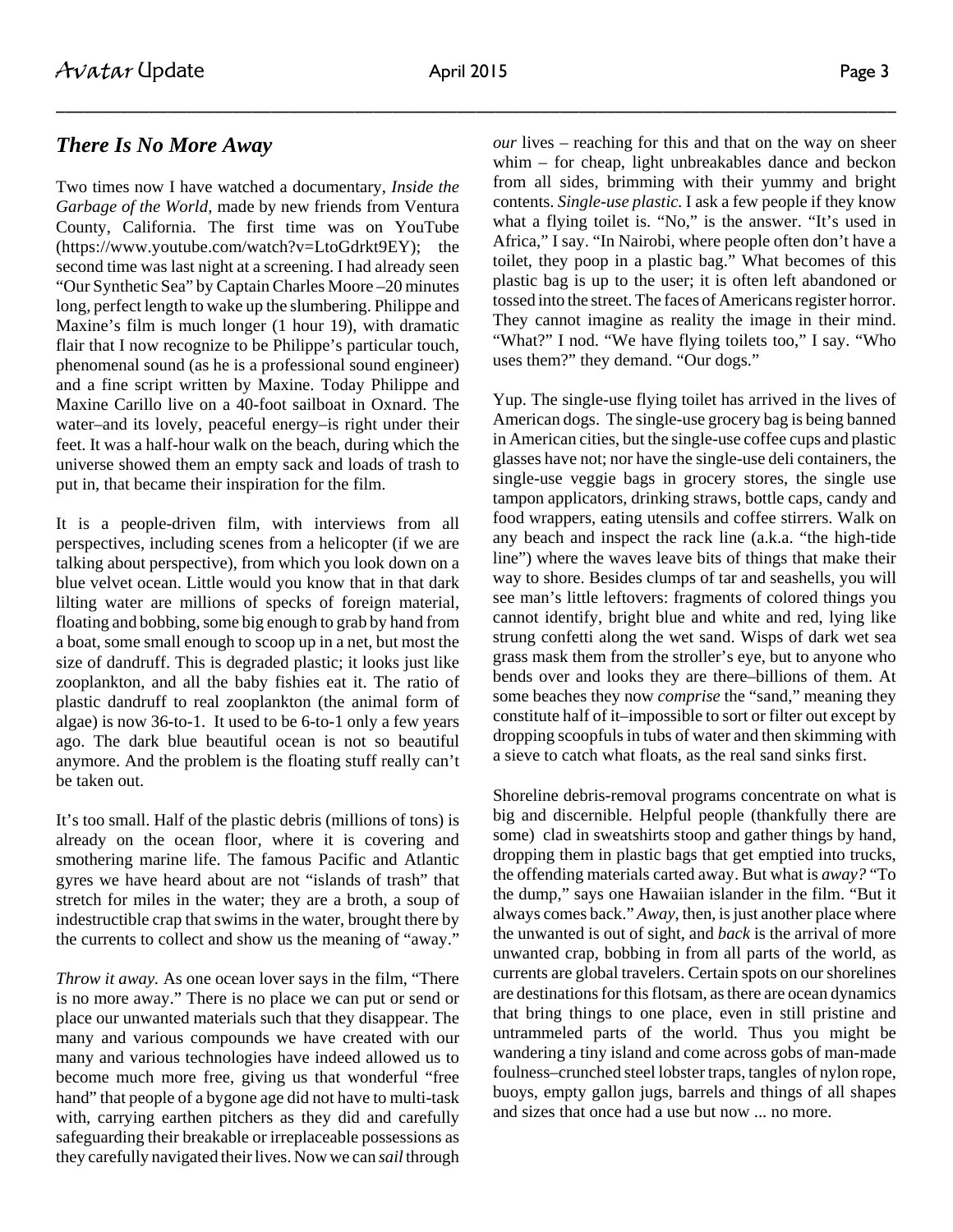## *There Is No More Away*

Two times now I have watched a documentary, *Inside the Garbage of the World*, made by new friends from Ventura County, California. The first time was on YouTube (https://www.youtube.com/watch?v=LtoGdrkt9EY); the second time was last night at a screening. I had already seen "Our Synthetic Sea" by Captain Charles Moore –20 minutes long, perfect length to wake up the slumbering. Philippe and Maxine's film is much longer (1 hour 19), with dramatic flair that I now recognize to be Philippe's particular touch, phenomenal sound (as he is a professional sound engineer) and a fine script written by Maxine. Today Philippe and Maxine Carillo live on a 40-foot sailboat in Oxnard. The water–and its lovely, peaceful energy–is right under their feet. It was a half-hour walk on the beach, during which the universe showed them an empty sack and loads of trash to put in, that became their inspiration for the film.

It is a people-driven film, with interviews from all perspectives, including scenes from a helicopter (if we are talking about perspective), from which you look down on a blue velvet ocean. Little would you know that in that dark lilting water are millions of specks of foreign material, floating and bobbing, some big enough to grab by hand from a boat, some small enough to scoop up in a net, but most the size of dandruff. This is degraded plastic; it looks just like zooplankton, and all the baby fishies eat it. The ratio of plastic dandruff to real zooplankton (the animal form of algae) is now 36-to-1. It used to be 6-to-1 only a few years ago. The dark blue beautiful ocean is not so beautiful anymore. And the problem is the floating stuff really can't be taken out.

It's too small. Half of the plastic debris (millions of tons) is already on the ocean floor, where it is covering and smothering marine life. The famous Pacific and Atlantic gyres we have heard about are not "islands of trash" that stretch for miles in the water; they are a broth, a soup of indestructible crap that swims in the water, brought there by the currents to collect and show us the meaning of "away."

*Throw it away.* As one ocean lover says in the film, "There is no more away." There is no place we can put or send or place our unwanted materials such that they disappear. The many and various compounds we have created with our many and various technologies have indeed allowed us to become much more free, giving us that wonderful "free hand" that people of a bygone age did not have to multi-task with, carrying earthen pitchers as they did and carefully safeguarding their breakable or irreplaceable possessions as they carefully navigated their lives. Now we can *sail* through *our* lives – reaching for this and that on the way on sheer whim – for cheap, light unbreakables dance and beckon from all sides, brimming with their yummy and bright contents. *Single-use plastic.* I ask a few people if they know what a flying toilet is. "No," is the answer. "It's used in Africa," I say. "In Nairobi, where people often don't have a toilet, they poop in a plastic bag." What becomes of this plastic bag is up to the user; it is often left abandoned or tossed into the street. The faces of Americans register horror. They cannot imagine as reality the image in their mind. "What?" I nod. "We have flying toilets too," I say. "Who uses them?" they demand. "Our dogs."

Yup. The single-use flying toilet has arrived in the lives of American dogs. The single-use grocery bag is being banned in American cities, but the single-use coffee cups and plastic glasses have not; nor have the single-use deli containers, the single-use veggie bags in grocery stores, the single use tampon applicators, drinking straws, bottle caps, candy and food wrappers, eating utensils and coffee stirrers. Walk on any beach and inspect the rack line (a.k.a. "the high-tide line") where the waves leave bits of things that make their way to shore. Besides clumps of tar and seashells, you will see man's little leftovers: fragments of colored things you cannot identify, bright blue and white and red, lying like strung confetti along the wet sand. Wisps of dark wet sea grass mask them from the stroller's eye, but to anyone who bends over and looks they are there–billions of them. At some beaches they now *comprise* the "sand," meaning they constitute half of it–impossible to sort or filter out except by dropping scoopfuls in tubs of water and then skimming with a sieve to catch what floats, as the real sand sinks first.

Shoreline debris-removal programs concentrate on what is big and discernible. Helpful people (thankfully there are some) clad in sweatshirts stoop and gather things by hand, dropping them in plastic bags that get emptied into trucks, the offending materials carted away. But what is *away?* "To the dump," says one Hawaiian islander in the film. "But it always comes back." *Away*, then, is just another place where the unwanted is out of sight, and *back* is the arrival of more unwanted crap, bobbing in from all parts of the world, as currents are global travelers. Certain spots on our shorelines are destinations for this flotsam, as there are ocean dynamics that bring things to one place, even in still pristine and untrammeled parts of the world. Thus you might be wandering a tiny island and come across gobs of man-made foulness–crunched steel lobster traps, tangles of nylon rope, buoys, empty gallon jugs, barrels and things of all shapes and sizes that once had a use but now ... no more.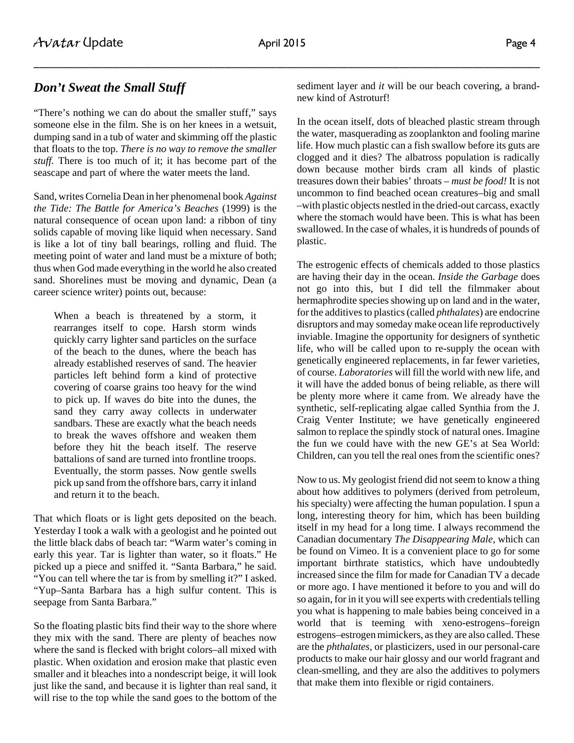## *Don't Sweat the Small Stuff*

"There's nothing we can do about the smaller stuff," says someone else in the film. She is on her knees in a wetsuit, dumping sand in a tub of water and skimming off the plastic that floats to the top. *There is no way to remove the smaller stuff.* There is too much of it; it has become part of the seascape and part of where the water meets the land.

Sand, writes Cornelia Dean in her phenomenal book *Against the Tide: The Battle for America's Beaches* (1999) is the natural consequence of ocean upon land: a ribbon of tiny solids capable of moving like liquid when necessary. Sand is like a lot of tiny ball bearings, rolling and fluid. The meeting point of water and land must be a mixture of both; thus when God made everything in the world he also created sand. Shorelines must be moving and dynamic, Dean (a career science writer) points out, because:

> When a beach is threatened by a storm, it rearranges itself to cope. Harsh storm winds quickly carry lighter sand particles on the surface of the beach to the dunes, where the beach has already established reserves of sand. The heavier particles left behind form a kind of protective covering of coarse grains too heavy for the wind to pick up. If waves do bite into the dunes, the sand they carry away collects in underwater sandbars. These are exactly what the beach needs to break the waves offshore and weaken them before they hit the beach itself. The reserve battalions of sand are turned into frontline troops. Eventually, the storm passes. Now gentle swells pick up sand from the offshore bars, carry it inland and return it to the beach.

That which floats or is light gets deposited on the beach. Yesterday I took a walk with a geologist and he pointed out the little black dabs of beach tar: "Warm water's coming in early this year. Tar is lighter than water, so it floats." He picked up a piece and sniffed it. "Santa Barbara," he said. "You can tell where the tar is from by smelling it?" I asked. "Yup–Santa Barbara has a high sulfur content. This is seepage from Santa Barbara."

So the floating plastic bits find their way to the shore where they mix with the sand. There are plenty of beaches now where the sand is flecked with bright colors–all mixed with plastic. When oxidation and erosion make that plastic even smaller and it bleaches into a nondescript beige, it will look just like the sand, and because it is lighter than real sand, it will rise to the top while the sand goes to the bottom of the sediment layer and *it* will be our beach covering, a brand-new kind of Astroturf!

In the ocean itself, dots of bleached plastic stream through the water, masquerading as zooplankton and fooling marine life. How much plastic can a fish swallow before its guts are clogged and it dies? The albatross population is radically down because mother birds cram all kinds of plastic treasures down their babies' throats – *must be food!* It is not uncommon to find beached ocean creatures–big and small –with plastic objects nestled in the dried-out carcass, exactly where the stomach would have been. This is what has been swallowed. In the case of whales, it is hundreds of pounds of plastic.

The estrogenic effects of chemicals added to those plastics are having their day in the ocean. *Inside the Garbage* does not go into this, but I did tell the filmmaker about hermaphrodite species showing up on land and in the water, for the additives to plastics (called *phthalates*) are endocrine disruptors and may someday make ocean life reproductively inviable. Imagine the opportunity for designers of synthetic life, who will be called upon to re-supply the ocean with genetically engineered replacements, in far fewer varieties, of course. *Laboratories* will fill the world with new life, and it will have the added bonus of being reliable, as there will be plenty more where it came from. We already have the synthetic, self-replicating algae called Synthia from the J. Craig Venter Institute; we have genetically engineered salmon to replace the spindly stock of natural ones. Imagine the fun we could have with the new GE's at Sea World: Children, can you tell the real ones from the scientific ones?

Now to us. My geologist friend did not seem to know a thing about how additives to polymers (derived from petroleum, his specialty) were affecting the human population. I spun a long, interesting theory for him, which has been building itself in my head for a long time. I always recommend the Canadian documentary *The Disappearing Male,* which can be found on Vimeo. It is a convenient place to go for some important birthrate statistics, which have undoubtedly increased since the film for made for Canadian TV a decade or more ago. I have mentioned it before to you and will do so again, for in it you will see experts with credentials telling you what is happening to male babies being conceived in a world that is teeming with xeno-estrogens–foreign estrogens–estrogen mimickers, as they are also called. These are the *phthalates,* or plasticizers, used in our personal-care products to make our hair glossy and our world fragrant and clean-smelling, and they are also the additives to polymers that make them into flexible or rigid containers.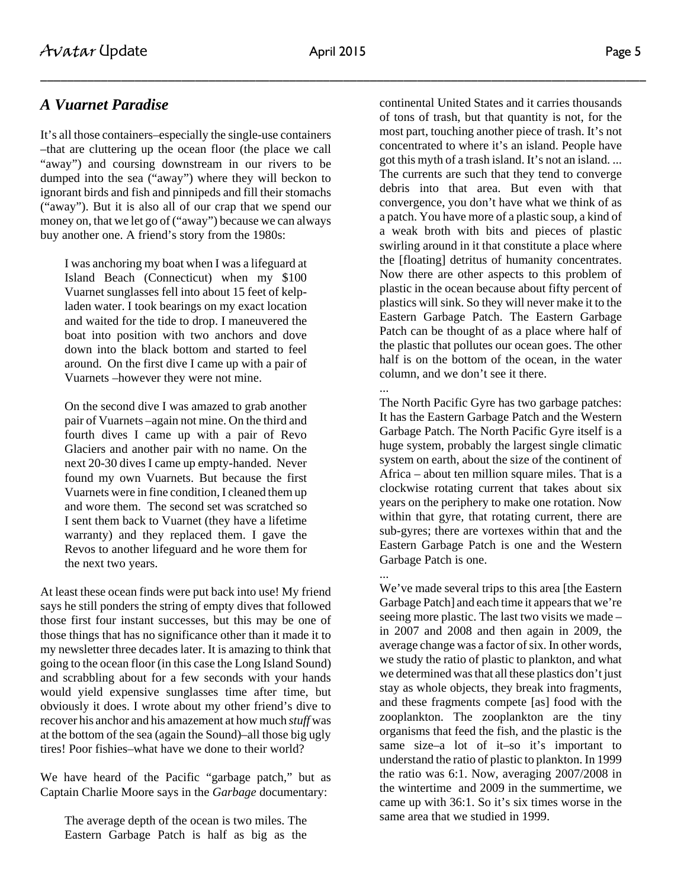## *A Vuarnet Paradise*

It's all those containers–especially the single-use containers –that are cluttering up the ocean floor (the place we call "away") and coursing downstream in our rivers to be dumped into the sea ("away") where they will beckon to ignorant birds and fish and pinnipeds and fill their stomachs ("away"). But it is also all of our crap that we spend our money on, that we let go of ("away") because we can always buy another one. A friend's story from the 1980s:

> I was anchoring my boat when I was a lifeguard at Island Beach (Connecticut) when my $100 Vuarnet sunglasses fell into about 15 feet of kelp-laden water. I took bearings on my exact location and waited for the tide to drop. I maneuvered the boat into position with two anchors and dove down into the black bottom and started to feel around. On the first dive I came up with a pair of Vuarnets –however they were not mine.
>
> On the second dive I was amazed to grab another pair of Vuarnets –again not mine. On the third and fourth dives I came up with a pair of Revo Glaciers and another pair with no name. On the next 20-30 dives I came up empty-handed. Never found my own Vuarnets. But because the first Vuarnets were in fine condition, I cleaned them up and wore them. The second set was scratched so I sent them back to Vuarnet (they have a lifetime warranty) and they replaced them. I gave the Revos to another lifeguard and he wore them for the next two years.

At least these ocean finds were put back into use! My friend says he still ponders the string of empty dives that followed those first four instant successes, but this may be one of those things that has no significance other than it made it to my newsletter three decades later. It is amazing to think that going to the ocean floor (in this case the Long Island Sound) and scrabbling about for a few seconds with your hands would yield expensive sunglasses time after time, but obviously it does. I wrote about my other friend's dive to recover his anchor and his amazement at how much *stuff* was at the bottom of the sea (again the Sound)–all those big ugly tires! Poor fishies–what have we done to their world?

We have heard of the Pacific "garbage patch," but as Captain Charlie Moore says in the *Garbage* documentary:

> The average depth of the ocean is two miles. The Eastern Garbage Patch is half as big as the continental United States and it carries thousands of tons of trash, but that quantity is not, for the most part, touching another piece of trash. It's not concentrated to where it's an island. People have got this myth of a trash island. It's not an island. ... The currents are such that they tend to converge debris into that area. But even with that convergence, you don't have what we think of as a patch. You have more of a plastic soup, a kind of a weak broth with bits and pieces of plastic swirling around in it that constitute a place where the [floating] detritus of humanity concentrates. Now there are other aspects to this problem of plastic in the ocean because about fifty percent of plastics will sink. So they will never make it to the Eastern Garbage Patch. The Eastern Garbage Patch can be thought of as a place where half of the plastic that pollutes our ocean goes. The other half is on the bottom of the ocean, in the water column, and we don't see it there.
>
> ...
>
> The North Pacific Gyre has two garbage patches: It has the Eastern Garbage Patch and the Western Garbage Patch. The North Pacific Gyre itself is a huge system, probably the largest single climatic system on earth, about the size of the continent of Africa – about ten million square miles. That is a clockwise rotating current that takes about six years on the periphery to make one rotation. Now within that gyre, that rotating current, there are sub-gyres; there are vortexes within that and the Eastern Garbage Patch is one and the Western Garbage Patch is one.
>
> ...
>
> We've made several trips to this area [the Eastern Garbage Patch] and each time it appears that we're seeing more plastic. The last two visits we made – in 2007 and 2008 and then again in 2009, the average change was a factor of six. In other words, we study the ratio of plastic to plankton, and what we determined was that all these plastics don't just stay as whole objects, they break into fragments, and these fragments compete [as] food with the zooplankton. The zooplankton are the tiny organisms that feed the fish, and the plastic is the same size–a lot of it–so it's important to understand the ratio of plastic to plankton. In 1999 the ratio was 6:1. Now, averaging 2007/2008 in the wintertime and 2009 in the summertime, we came up with 36:1. So it's six times worse in the same area that we studied in 1999.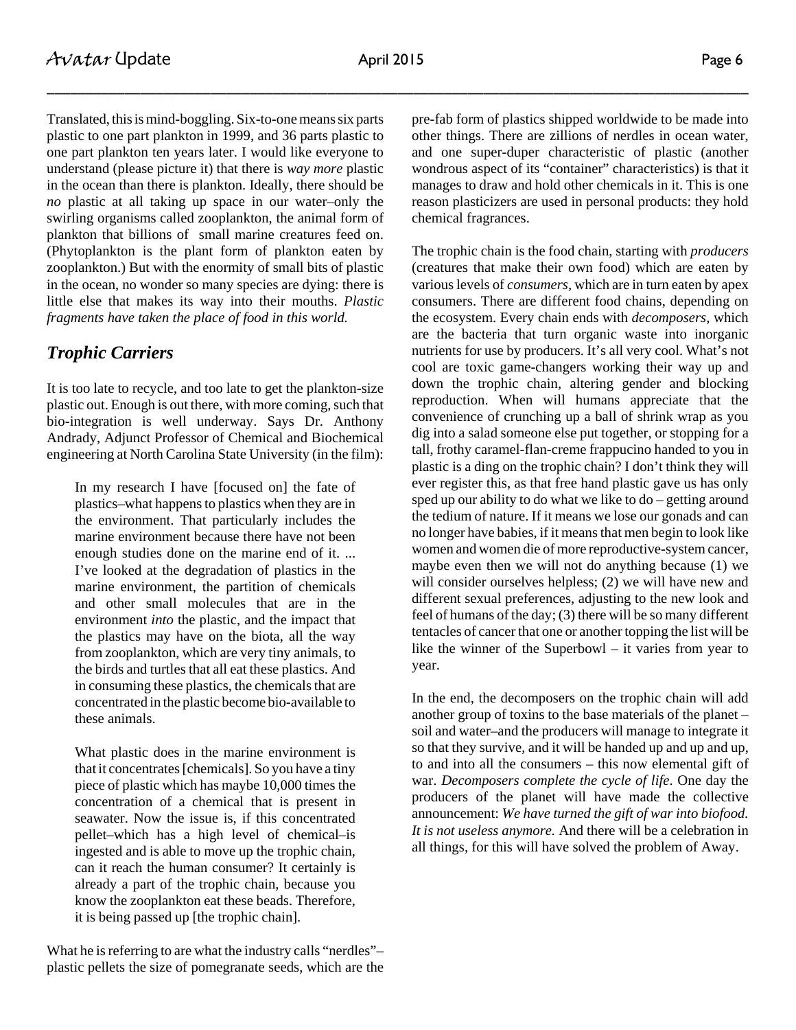Translated, this is mind-boggling. Six-to-one means six parts plastic to one part plankton in 1999, and 36 parts plastic to one part plankton ten years later. I would like everyone to understand (please picture it) that there is *way more* plastic in the ocean than there is plankton. Ideally, there should be *no* plastic at all taking up space in our water–only the swirling organisms called zooplankton, the animal form of plankton that billions of small marine creatures feed on. (Phytoplankton is the plant form of plankton eaten by zooplankton.) But with the enormity of small bits of plastic in the ocean, no wonder so many species are dying: there is little else that makes its way into their mouths. *Plastic fragments have taken the place of food in this world.*

## *Trophic Carriers*

It is too late to recycle, and too late to get the plankton-size plastic out. Enough is out there, with more coming, such that bio-integration is well underway. Says Dr. Anthony Andrady, Adjunct Professor of Chemical and Biochemical engineering at North Carolina State University (in the film):

> In my research I have [focused on] the fate of plastics–what happens to plastics when they are in the environment. That particularly includes the marine environment because there have not been enough studies done on the marine end of it. ... I've looked at the degradation of plastics in the marine environment, the partition of chemicals and other small molecules that are in the environment *into* the plastic, and the impact that the plastics may have on the biota, all the way from zooplankton, which are very tiny animals, to the birds and turtles that all eat these plastics. And in consuming these plastics, the chemicals that are concentrated in the plastic become bio-available to these animals.
>
> What plastic does in the marine environment is that it concentrates [chemicals]. So you have a tiny piece of plastic which has maybe 10,000 times the concentration of a chemical that is present in seawater. Now the issue is, if this concentrated pellet–which has a high level of chemical–is ingested and is able to move up the trophic chain, can it reach the human consumer? It certainly is already a part of the trophic chain, because you know the zooplankton eat these beads. Therefore, it is being passed up [the trophic chain].

What he is referring to are what the industry calls "nerdles"–plastic pellets the size of pomegranate seeds, which are the pre-fab form of plastics shipped worldwide to be made into other things. There are zillions of nerdles in ocean water, and one super-duper characteristic of plastic (another wondrous aspect of its "container" characteristics) is that it manages to draw and hold other chemicals in it. This is one reason plasticizers are used in personal products: they hold chemical fragrances.

The trophic chain is the food chain, starting with *producers* (creatures that make their own food) which are eaten by various levels of *consumers*, which are in turn eaten by apex consumers. There are different food chains, depending on the ecosystem. Every chain ends with *decomposers*, which are the bacteria that turn organic waste into inorganic nutrients for use by producers. It's all very cool. What's not cool are toxic game-changers working their way up and down the trophic chain, altering gender and blocking reproduction. When will humans appreciate that the convenience of crunching up a ball of shrink wrap as you dig into a salad someone else put together, or stopping for a tall, frothy caramel-flan-creme frappucino handed to you in plastic is a ding on the trophic chain? I don't think they will ever register this, as that free hand plastic gave us has only sped up our ability to do what we like to do – getting around the tedium of nature. If it means we lose our gonads and can no longer have babies, if it means that men begin to look like women and women die of more reproductive-system cancer, maybe even then we will not do anything because (1) we will consider ourselves helpless; (2) we will have new and different sexual preferences, adjusting to the new look and feel of humans of the day; (3) there will be so many different tentacles of cancer that one or another topping the list will be like the winner of the Superbowl – it varies from year to year.

In the end, the decomposers on the trophic chain will add another group of toxins to the base materials of the planet – soil and water–and the producers will manage to integrate it so that they survive, and it will be handed up and up and up, to and into all the consumers – this now elemental gift of war. *Decomposers complete the cycle of life.* One day the producers of the planet will have made the collective announcement: *We have turned the gift of war into biofood. It is not useless anymore.* And there will be a celebration in all things, for this will have solved the problem of Away.